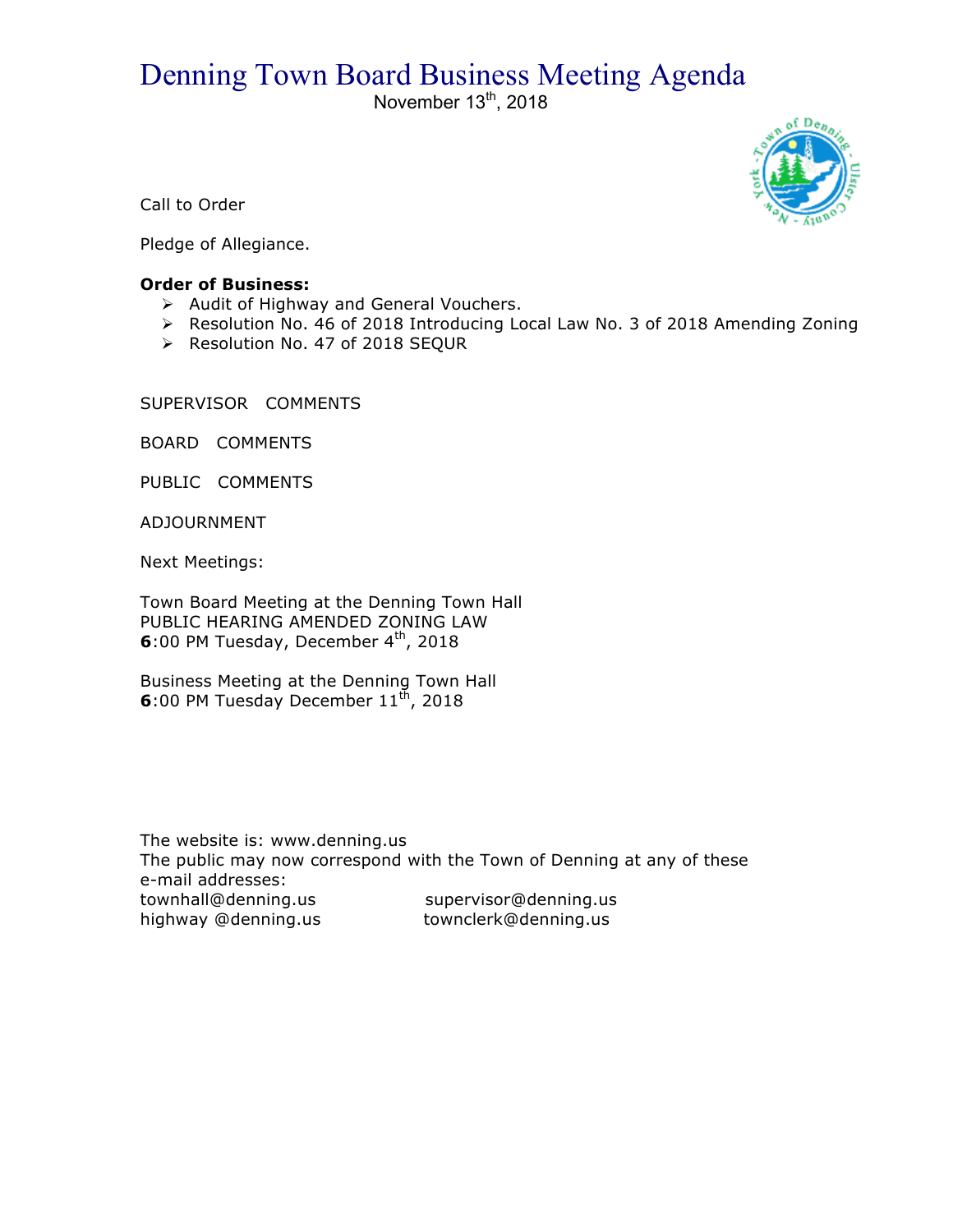# Denning Town Board Business Meeting Agenda

November 13th, 2018

Call to Order

Pledge of Allegiance.

**Order of Business:**

- Audit of Highway and General Vouchers.
- Resolution No. 46 of 2018 Introducing Local Law No. 3 of 2018 Amending Zoning
- Resolution No. 47 of 2018 SEQUR

SUPERVISOR COMMENTS

BOARD COMMENTS

PUBLIC COMMENTS

ADJOURNMENT

Next Meetings:

Town Board Meeting at the Denning Town Hall
PUBLIC HEARING AMENDED ZONING LAW
**6**:00 PM Tuesday, December 4th, 2018

Business Meeting at the Denning Town Hall
**6**:00 PM Tuesday December 11th, 2018

The website is: www.denning.us
The public may now correspond with the Town of Denning at any of these e-mail addresses:

townhall@denning.us    supervisor@denning.us
highway @denning.us    townclerk@denning.us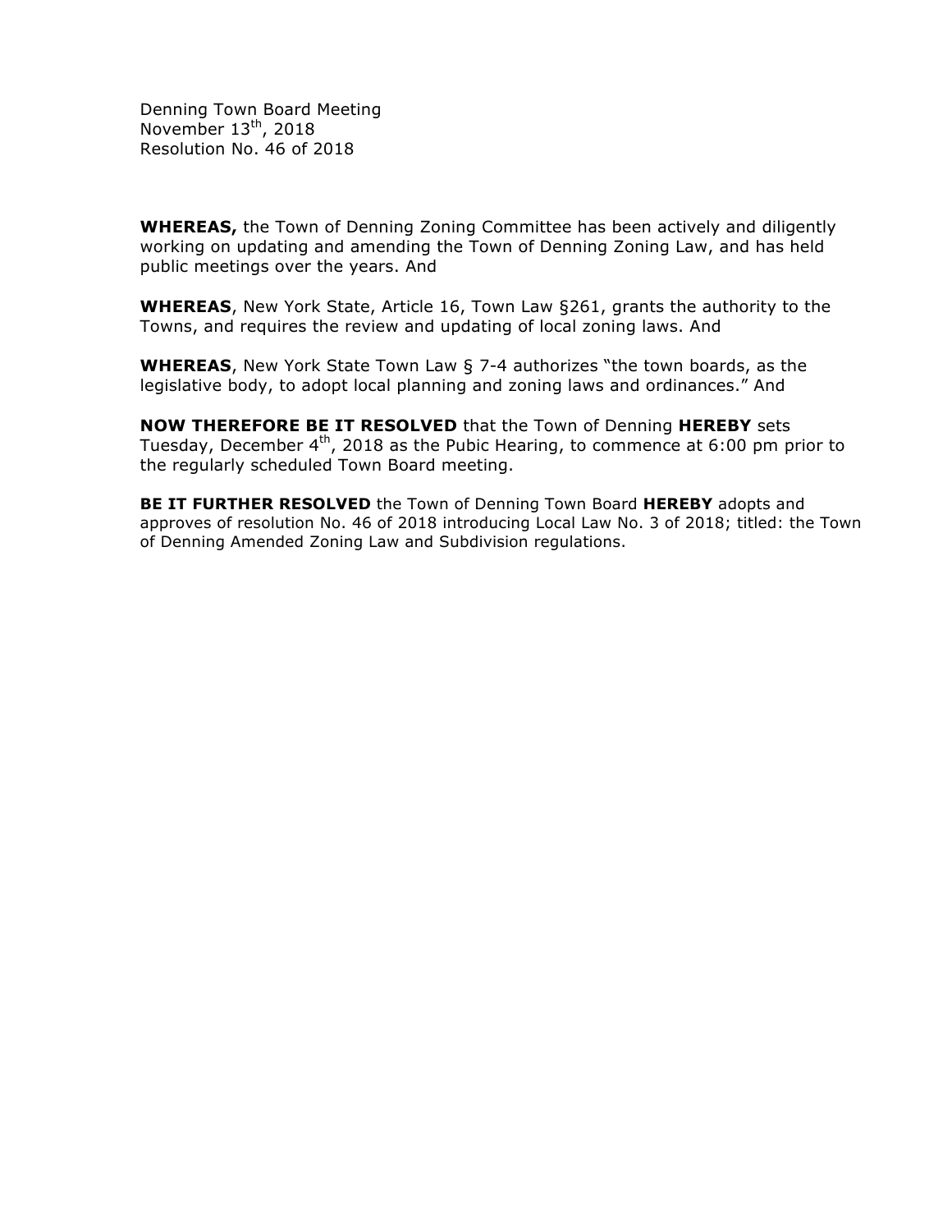Denning Town Board Meeting
November 13th, 2018
Resolution No. 46 of 2018

**WHEREAS,** the Town of Denning Zoning Committee has been actively and diligently working on updating and amending the Town of Denning Zoning Law, and has held public meetings over the years. And

**WHEREAS**, New York State, Article 16, Town Law §261, grants the authority to the Towns, and requires the review and updating of local zoning laws. And

**WHEREAS**, New York State Town Law § 7-4 authorizes "the town boards, as the legislative body, to adopt local planning and zoning laws and ordinances." And

**NOW THEREFORE BE IT RESOLVED** that the Town of Denning **HEREBY** sets Tuesday, December 4th, 2018 as the Pubic Hearing, to commence at 6:00 pm prior to the regularly scheduled Town Board meeting.

**BE IT FURTHER RESOLVED** the Town of Denning Town Board **HEREBY** adopts and approves of resolution No. 46 of 2018 introducing Local Law No. 3 of 2018; titled: the Town of Denning Amended Zoning Law and Subdivision regulations.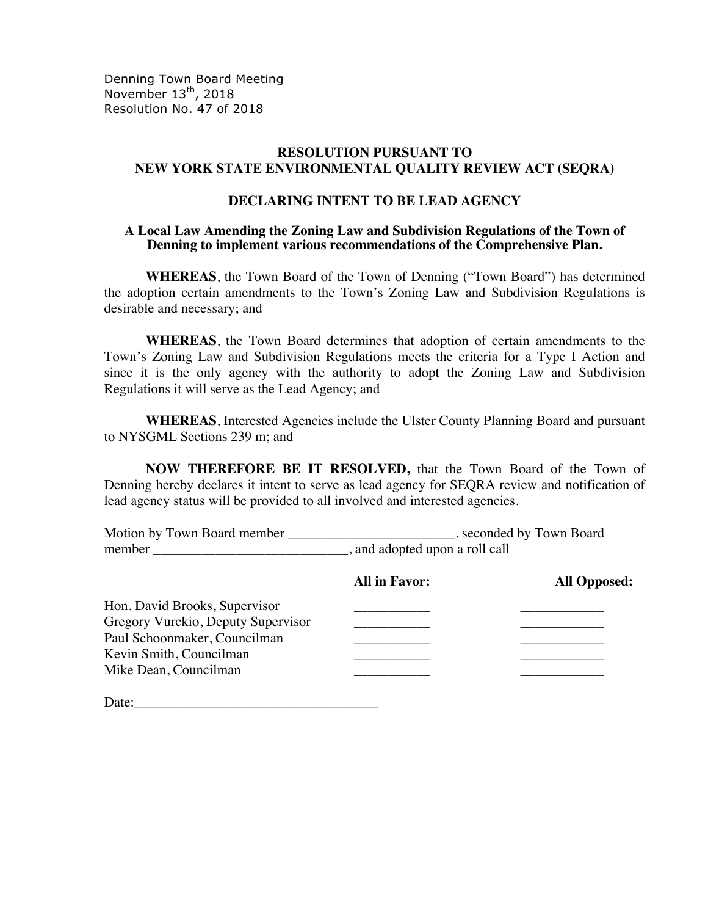Denning Town Board Meeting
November 13th, 2018
Resolution No. 47 of 2018

## RESOLUTION PURSUANT TO NEW YORK STATE ENVIRONMENTAL QUALITY REVIEW ACT (SEQRA)

## DECLARING INTENT TO BE LEAD AGENCY

### A Local Law Amending the Zoning Law and Subdivision Regulations of the Town of Denning to implement various recommendations of the Comprehensive Plan.

**WHEREAS**, the Town Board of the Town of Denning ("Town Board") has determined the adoption certain amendments to the Town's Zoning Law and Subdivision Regulations is desirable and necessary; and

**WHEREAS**, the Town Board determines that adoption of certain amendments to the Town's Zoning Law and Subdivision Regulations meets the criteria for a Type I Action and since it is the only agency with the authority to adopt the Zoning Law and Subdivision Regulations it will serve as the Lead Agency; and

**WHEREAS**, Interested Agencies include the Ulster County Planning Board and pursuant to NYSGML Sections 239 m; and

**NOW THEREFORE BE IT RESOLVED,** that the Town Board of the Town of Denning hereby declares it intent to serve as lead agency for SEQRA review and notification of lead agency status will be provided to all involved and interested agencies.

Motion by Town Board member ________________________, seconded by Town Board member ____________________________, and adopted upon a roll call

| | All in Favor: | All Opposed: |
|---|---|---|
| Hon. David Brooks, Supervisor | ___________ | ____________ |
| Gregory Vurckio, Deputy Supervisor | ___________ | ____________ |
| Paul Schoonmaker, Councilman | ___________ | ____________ |
| Kevin Smith, Councilman | ___________ | ____________ |
| Mike Dean, Councilman | ___________ | ____________ |

Date:___________________________________